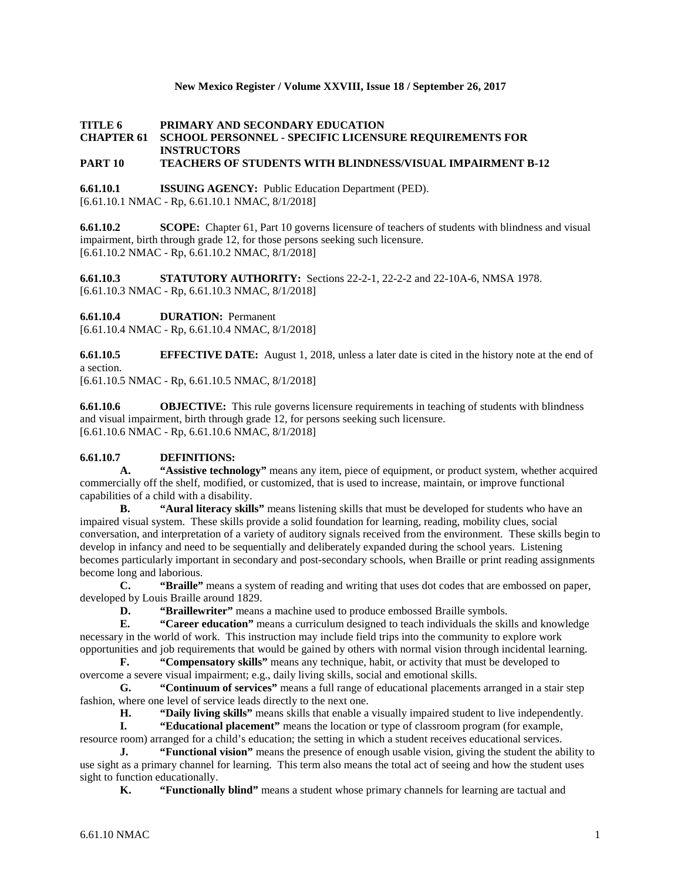**TITLE 6 PRIMARY AND SECONDARY EDUCATION**
**CHAPTER 61 SCHOOL PERSONNEL - SPECIFIC LICENSURE REQUIREMENTS FOR INSTRUCTORS**
**PART 10 TEACHERS OF STUDENTS WITH BLINDNESS/VISUAL IMPAIRMENT B-12**

**6.61.10.1 ISSUING AGENCY:** Public Education Department (PED).
[6.61.10.1 NMAC - Rp, 6.61.10.1 NMAC, 8/1/2018]

**6.61.10.2 SCOPE:** Chapter 61, Part 10 governs licensure of teachers of students with blindness and visual impairment, birth through grade 12, for those persons seeking such licensure.
[6.61.10.2 NMAC - Rp, 6.61.10.2 NMAC, 8/1/2018]

**6.61.10.3 STATUTORY AUTHORITY:** Sections 22-2-1, 22-2-2 and 22-10A-6, NMSA 1978.
[6.61.10.3 NMAC - Rp, 6.61.10.3 NMAC, 8/1/2018]

**6.61.10.4 DURATION:** Permanent
[6.61.10.4 NMAC - Rp, 6.61.10.4 NMAC, 8/1/2018]

**6.61.10.5 EFFECTIVE DATE:** August 1, 2018, unless a later date is cited in the history note at the end of a section.
[6.61.10.5 NMAC - Rp, 6.61.10.5 NMAC, 8/1/2018]

**6.61.10.6 OBJECTIVE:** This rule governs licensure requirements in teaching of students with blindness and visual impairment, birth through grade 12, for persons seeking such licensure.
[6.61.10.6 NMAC - Rp, 6.61.10.6 NMAC, 8/1/2018]

**6.61.10.7 DEFINITIONS:**

**A. "Assistive technology"** means any item, piece of equipment, or product system, whether acquired commercially off the shelf, modified, or customized, that is used to increase, maintain, or improve functional capabilities of a child with a disability.

**B. "Aural literacy skills"** means listening skills that must be developed for students who have an impaired visual system. These skills provide a solid foundation for learning, reading, mobility clues, social conversation, and interpretation of a variety of auditory signals received from the environment. These skills begin to develop in infancy and need to be sequentially and deliberately expanded during the school years. Listening becomes particularly important in secondary and post-secondary schools, when Braille or print reading assignments become long and laborious.

**C. "Braille"** means a system of reading and writing that uses dot codes that are embossed on paper, developed by Louis Braille around 1829.

**D. "Braillewriter"** means a machine used to produce embossed Braille symbols.

**E. "Career education"** means a curriculum designed to teach individuals the skills and knowledge necessary in the world of work. This instruction may include field trips into the community to explore work opportunities and job requirements that would be gained by others with normal vision through incidental learning.

**F. "Compensatory skills"** means any technique, habit, or activity that must be developed to overcome a severe visual impairment; e.g., daily living skills, social and emotional skills.

**G. "Continuum of services"** means a full range of educational placements arranged in a stair step fashion, where one level of service leads directly to the next one.

**H. "Daily living skills"** means skills that enable a visually impaired student to live independently.

**I. "Educational placement"** means the location or type of classroom program (for example, resource room) arranged for a child's education; the setting in which a student receives educational services.

**J. "Functional vision"** means the presence of enough usable vision, giving the student the ability to use sight as a primary channel for learning. This term also means the total act of seeing and how the student uses sight to function educationally.

**K. "Functionally blind"** means a student whose primary channels for learning are tactual and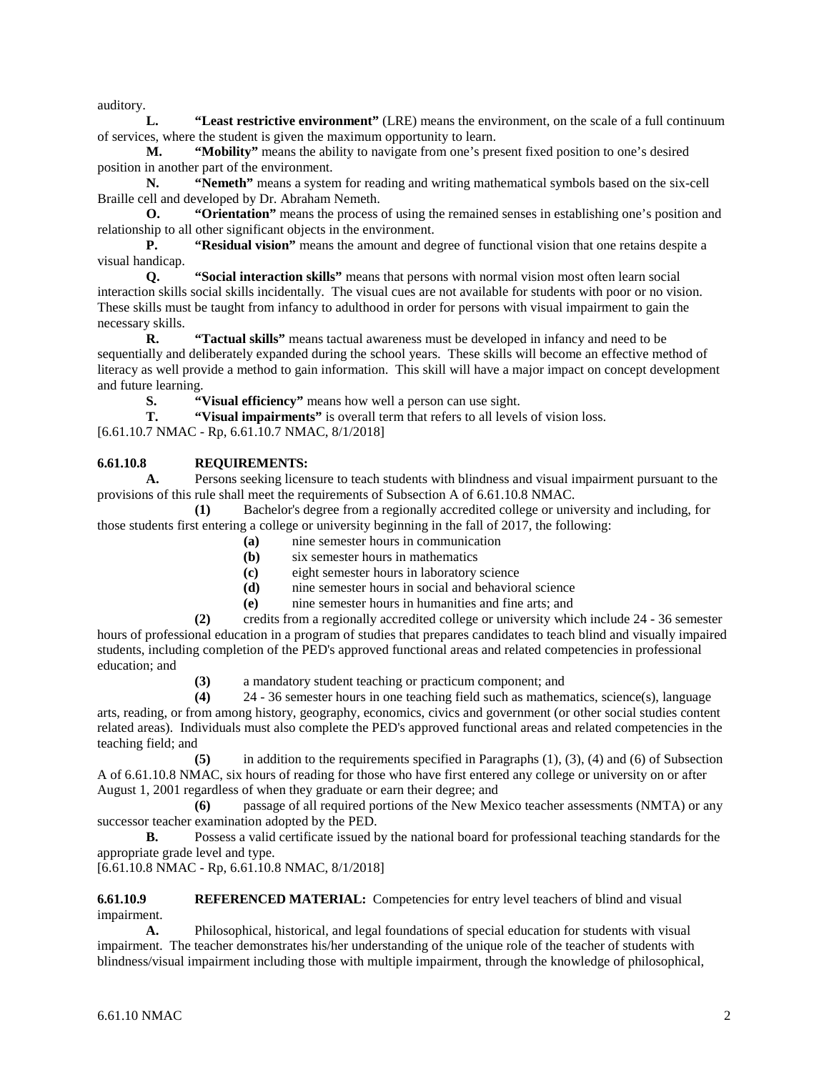auditory.

**L.** **"Least restrictive environment"** (LRE) means the environment, on the scale of a full continuum of services, where the student is given the maximum opportunity to learn.

**M.** **"Mobility"** means the ability to navigate from one's present fixed position to one's desired position in another part of the environment.

**N.** **"Nemeth"** means a system for reading and writing mathematical symbols based on the six-cell Braille cell and developed by Dr. Abraham Nemeth.

**O.** **"Orientation"** means the process of using the remained senses in establishing one's position and relationship to all other significant objects in the environment.

**P.** **"Residual vision"** means the amount and degree of functional vision that one retains despite a visual handicap.

**Q.** **"Social interaction skills"** means that persons with normal vision most often learn social interaction skills social skills incidentally. The visual cues are not available for students with poor or no vision. These skills must be taught from infancy to adulthood in order for persons with visual impairment to gain the necessary skills.

**R.** **"Tactual skills"** means tactual awareness must be developed in infancy and need to be sequentially and deliberately expanded during the school years. These skills will become an effective method of literacy as well provide a method to gain information. This skill will have a major impact on concept development and future learning.

**S.** **"Visual efficiency"** means how well a person can use sight.

**T.** **"Visual impairments"** is overall term that refers to all levels of vision loss.

[6.61.10.7 NMAC - Rp, 6.61.10.7 NMAC, 8/1/2018]

**6.61.10.8 REQUIREMENTS:**

**A.** Persons seeking licensure to teach students with blindness and visual impairment pursuant to the provisions of this rule shall meet the requirements of Subsection A of 6.61.10.8 NMAC.

**(1)** Bachelor's degree from a regionally accredited college or university and including, for those students first entering a college or university beginning in the fall of 2017, the following:

**(a)** nine semester hours in communication

**(b)** six semester hours in mathematics

**(c)** eight semester hours in laboratory science

**(d)** nine semester hours in social and behavioral science

**(e)** nine semester hours in humanities and fine arts; and

**(2)** credits from a regionally accredited college or university which include 24 - 36 semester hours of professional education in a program of studies that prepares candidates to teach blind and visually impaired students, including completion of the PED's approved functional areas and related competencies in professional education; and

**(3)** a mandatory student teaching or practicum component; and

**(4)** 24 - 36 semester hours in one teaching field such as mathematics, science(s), language arts, reading, or from among history, geography, economics, civics and government (or other social studies content related areas). Individuals must also complete the PED's approved functional areas and related competencies in the teaching field; and

**(5)** in addition to the requirements specified in Paragraphs (1), (3), (4) and (6) of Subsection A of 6.61.10.8 NMAC, six hours of reading for those who have first entered any college or university on or after August 1, 2001 regardless of when they graduate or earn their degree; and

**(6)** passage of all required portions of the New Mexico teacher assessments (NMTA) or any successor teacher examination adopted by the PED.

**B.** Possess a valid certificate issued by the national board for professional teaching standards for the appropriate grade level and type.

[6.61.10.8 NMAC - Rp, 6.61.10.8 NMAC, 8/1/2018]

**6.61.10.9 REFERENCED MATERIAL:** Competencies for entry level teachers of blind and visual impairment.

**A.** Philosophical, historical, and legal foundations of special education for students with visual impairment. The teacher demonstrates his/her understanding of the unique role of the teacher of students with blindness/visual impairment including those with multiple impairment, through the knowledge of philosophical,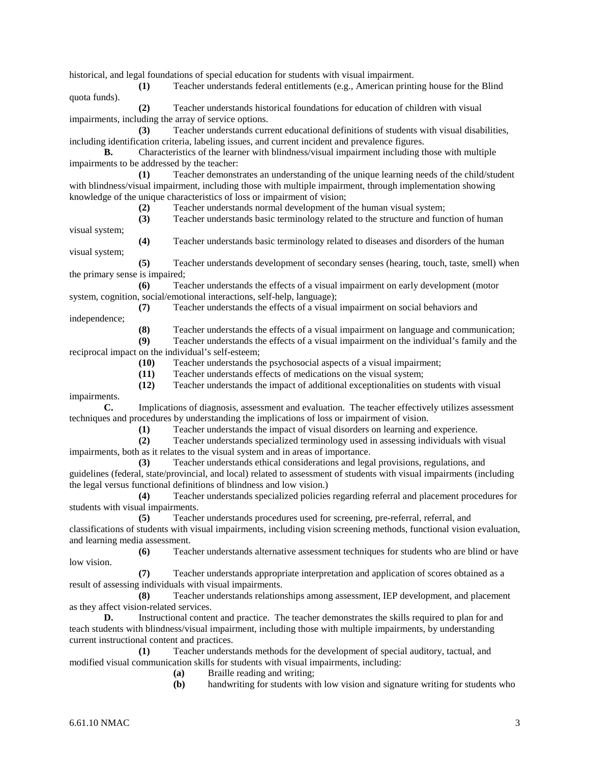historical, and legal foundations of special education for students with visual impairment.

**(1)** Teacher understands federal entitlements (e.g., American printing house for the Blind quota funds).

**(2)** Teacher understands historical foundations for education of children with visual impairments, including the array of service options.

**(3)** Teacher understands current educational definitions of students with visual disabilities, including identification criteria, labeling issues, and current incident and prevalence figures.

**B.** Characteristics of the learner with blindness/visual impairment including those with multiple impairments to be addressed by the teacher:

**(1)** Teacher demonstrates an understanding of the unique learning needs of the child/student with blindness/visual impairment, including those with multiple impairment, through implementation showing knowledge of the unique characteristics of loss or impairment of vision;

**(2)** Teacher understands normal development of the human visual system;

**(3)** Teacher understands basic terminology related to the structure and function of human visual system;

**(4)** Teacher understands basic terminology related to diseases and disorders of the human visual system;

**(5)** Teacher understands development of secondary senses (hearing, touch, taste, smell) when the primary sense is impaired;

**(6)** Teacher understands the effects of a visual impairment on early development (motor system, cognition, social/emotional interactions, self-help, language);

**(7)** Teacher understands the effects of a visual impairment on social behaviors and independence;

**(8)** Teacher understands the effects of a visual impairment on language and communication;

**(9)** Teacher understands the effects of a visual impairment on the individual's family and the reciprocal impact on the individual's self-esteem;

**(10)** Teacher understands the psychosocial aspects of a visual impairment;

**(11)** Teacher understands effects of medications on the visual system;

**(12)** Teacher understands the impact of additional exceptionalities on students with visual impairments.

**C.** Implications of diagnosis, assessment and evaluation. The teacher effectively utilizes assessment techniques and procedures by understanding the implications of loss or impairment of vision.

**(1)** Teacher understands the impact of visual disorders on learning and experience.

**(2)** Teacher understands specialized terminology used in assessing individuals with visual impairments, both as it relates to the visual system and in areas of importance.

**(3)** Teacher understands ethical considerations and legal provisions, regulations, and guidelines (federal, state/provincial, and local) related to assessment of students with visual impairments (including the legal versus functional definitions of blindness and low vision.)

**(4)** Teacher understands specialized policies regarding referral and placement procedures for students with visual impairments.

**(5)** Teacher understands procedures used for screening, pre-referral, referral, and classifications of students with visual impairments, including vision screening methods, functional vision evaluation, and learning media assessment.

**(6)** Teacher understands alternative assessment techniques for students who are blind or have low vision.

**(7)** Teacher understands appropriate interpretation and application of scores obtained as a result of assessing individuals with visual impairments.

**(8)** Teacher understands relationships among assessment, IEP development, and placement as they affect vision-related services.

**D.** Instructional content and practice. The teacher demonstrates the skills required to plan for and teach students with blindness/visual impairment, including those with multiple impairments, by understanding current instructional content and practices.

**(1)** Teacher understands methods for the development of special auditory, tactual, and modified visual communication skills for students with visual impairments, including:

**(a)** Braille reading and writing;

**(b)** handwriting for students with low vision and signature writing for students who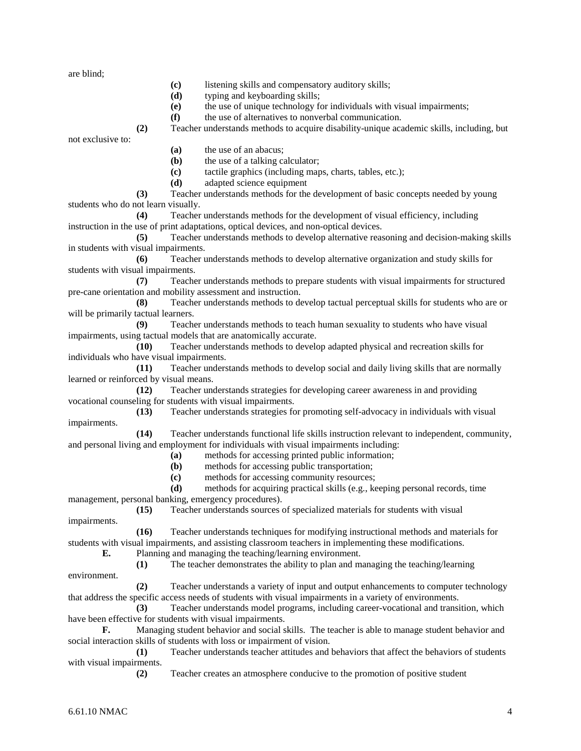are blind;

**(c)** listening skills and compensatory auditory skills;

**(d)** typing and keyboarding skills;

**(e)** the use of unique technology for individuals with visual impairments;

**(f)** the use of alternatives to nonverbal communication.

**(2)** Teacher understands methods to acquire disability-unique academic skills, including, but not exclusive to:

**(a)** the use of an abacus;

**(b)** the use of a talking calculator;

**(c)** tactile graphics (including maps, charts, tables, etc.);

**(d)** adapted science equipment

**(3)** Teacher understands methods for the development of basic concepts needed by young students who do not learn visually.

**(4)** Teacher understands methods for the development of visual efficiency, including instruction in the use of print adaptations, optical devices, and non-optical devices.

**(5)** Teacher understands methods to develop alternative reasoning and decision-making skills in students with visual impairments.

**(6)** Teacher understands methods to develop alternative organization and study skills for students with visual impairments.

**(7)** Teacher understands methods to prepare students with visual impairments for structured pre-cane orientation and mobility assessment and instruction.

**(8)** Teacher understands methods to develop tactual perceptual skills for students who are or will be primarily tactual learners.

**(9)** Teacher understands methods to teach human sexuality to students who have visual impairments, using tactual models that are anatomically accurate.

**(10)** Teacher understands methods to develop adapted physical and recreation skills for individuals who have visual impairments.

**(11)** Teacher understands methods to develop social and daily living skills that are normally learned or reinforced by visual means.

**(12)** Teacher understands strategies for developing career awareness in and providing vocational counseling for students with visual impairments.

**(13)** Teacher understands strategies for promoting self-advocacy in individuals with visual impairments.

**(14)** Teacher understands functional life skills instruction relevant to independent, community, and personal living and employment for individuals with visual impairments including:

**(a)** methods for accessing printed public information;

**(b)** methods for accessing public transportation;

**(c)** methods for accessing community resources;

**(d)** methods for acquiring practical skills (e.g., keeping personal records, time management, personal banking, emergency procedures).

**(15)** Teacher understands sources of specialized materials for students with visual impairments.

**(16)** Teacher understands techniques for modifying instructional methods and materials for students with visual impairments, and assisting classroom teachers in implementing these modifications.

**E.** Planning and managing the teaching/learning environment.

**(1)** The teacher demonstrates the ability to plan and managing the teaching/learning environment.

**(2)** Teacher understands a variety of input and output enhancements to computer technology that address the specific access needs of students with visual impairments in a variety of environments.

**(3)** Teacher understands model programs, including career-vocational and transition, which have been effective for students with visual impairments.

**F.** Managing student behavior and social skills. The teacher is able to manage student behavior and social interaction skills of students with loss or impairment of vision.

**(1)** Teacher understands teacher attitudes and behaviors that affect the behaviors of students with visual impairments.

**(2)** Teacher creates an atmosphere conducive to the promotion of positive student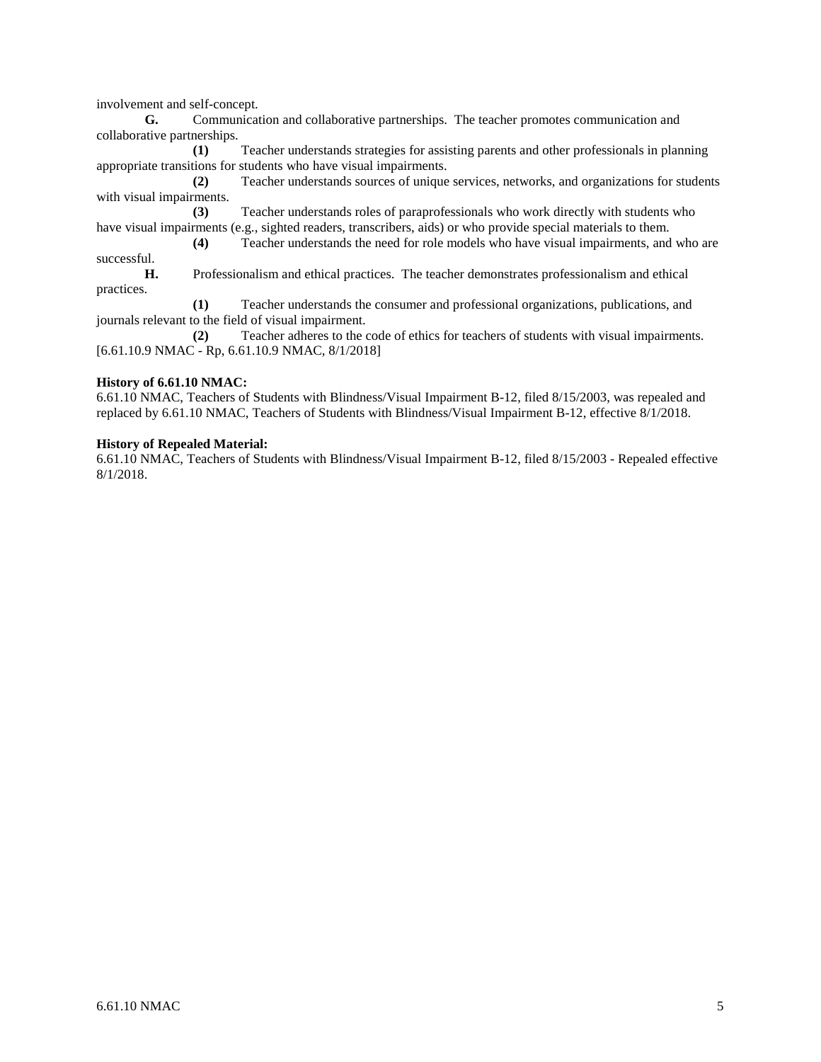involvement and self-concept.

**G.** Communication and collaborative partnerships. The teacher promotes communication and collaborative partnerships.

**(1)** Teacher understands strategies for assisting parents and other professionals in planning appropriate transitions for students who have visual impairments.

**(2)** Teacher understands sources of unique services, networks, and organizations for students with visual impairments.

**(3)** Teacher understands roles of paraprofessionals who work directly with students who have visual impairments (e.g., sighted readers, transcribers, aids) or who provide special materials to them.

**(4)** Teacher understands the need for role models who have visual impairments, and who are successful.

**H.** Professionalism and ethical practices. The teacher demonstrates professionalism and ethical practices.

**(1)** Teacher understands the consumer and professional organizations, publications, and journals relevant to the field of visual impairment.

**(2)** Teacher adheres to the code of ethics for teachers of students with visual impairments.

[6.61.10.9 NMAC - Rp, 6.61.10.9 NMAC, 8/1/2018]

**History of 6.61.10 NMAC:**

6.61.10 NMAC, Teachers of Students with Blindness/Visual Impairment B-12, filed 8/15/2003, was repealed and replaced by 6.61.10 NMAC, Teachers of Students with Blindness/Visual Impairment B-12, effective 8/1/2018.

**History of Repealed Material:**

6.61.10 NMAC, Teachers of Students with Blindness/Visual Impairment B-12, filed 8/15/2003 - Repealed effective 8/1/2018.